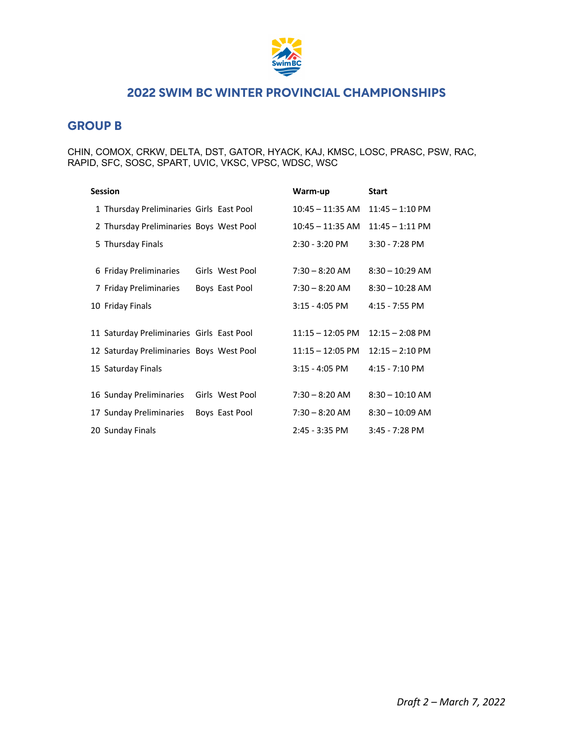# 2022 SWIM BC WINTER PROVINCIAL CHAMPIONSHIPS

## GROUP B

CHIN, COMOX, CRKW, DELTA, DST, GATOR, HYACK, KAJ, KMSC, LOSC, PRASC, PSW, RAC, RAPID, SFC, SOSC, SPART, UVIC, VKSC, VPSC, WDSC, WSC

| Session | | | | Warm-up | Start |
|---|---|---|---|---|---|
| 1 | Thursday Preliminaries | Girls | East Pool | 10:45 – 11:35 AM | 11:45 – 1:10 PM |
| 2 | Thursday Preliminaries | Boys | West Pool | 10:45 – 11:35 AM | 11:45 – 1:11 PM |
| 5 | Thursday Finals | | | 2:30 - 3:20 PM | 3:30 - 7:28 PM |
| 6 | Friday Preliminaries | Girls | West Pool | 7:30 – 8:20 AM | 8:30 – 10:29 AM |
| 7 | Friday Preliminaries | Boys | East Pool | 7:30 – 8:20 AM | 8:30 – 10:28 AM |
| 10 | Friday Finals | | | 3:15 - 4:05 PM | 4:15 - 7:55 PM |
| 11 | Saturday Preliminaries | Girls | East Pool | 11:15 – 12:05 PM | 12:15 – 2:08 PM |
| 12 | Saturday Preliminaries | Boys | West Pool | 11:15 – 12:05 PM | 12:15 – 2:10 PM |
| 15 | Saturday Finals | | | 3:15 - 4:05 PM | 4:15 - 7:10 PM |
| 16 | Sunday Preliminaries | Girls | West Pool | 7:30 – 8:20 AM | 8:30 – 10:10 AM |
| 17 | Sunday Preliminaries | Boys | East Pool | 7:30 – 8:20 AM | 8:30 – 10:09 AM |
| 20 | Sunday Finals | | | 2:45 - 3:35 PM | 3:45 - 7:28 PM |

*Draft 2 – March 7, 2022*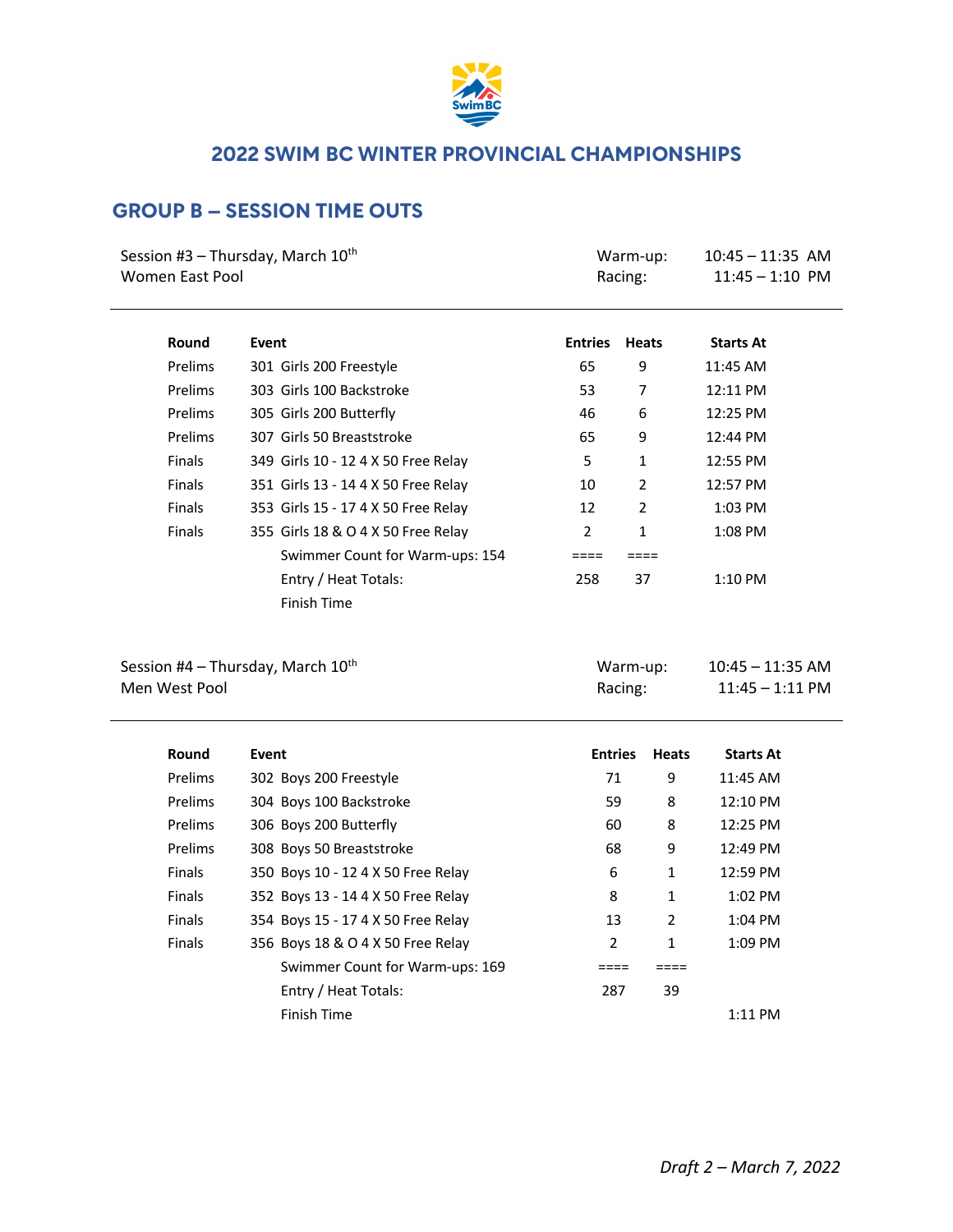# 2022 SWIM BC WINTER PROVINCIAL CHAMPIONSHIPS

## GROUP B – SESSION TIME OUTS

Session #3 – Thursday, March 10th
Women East Pool

Warm-up: 10:45 – 11:35 AM
Racing: 11:45 – 1:10 PM

| Round | Event | Entries | Heats | Starts At |
|---|---|---|---|---|
| Prelims | 301 Girls 200 Freestyle | 65 | 9 | 11:45 AM |
| Prelims | 303 Girls 100 Backstroke | 53 | 7 | 12:11 PM |
| Prelims | 305 Girls 200 Butterfly | 46 | 6 | 12:25 PM |
| Prelims | 307 Girls 50 Breaststroke | 65 | 9 | 12:44 PM |
| Finals | 349 Girls 10 - 12 4 X 50 Free Relay | 5 | 1 | 12:55 PM |
| Finals | 351 Girls 13 - 14 4 X 50 Free Relay | 10 | 2 | 12:57 PM |
| Finals | 353 Girls 15 - 17 4 X 50 Free Relay | 12 | 2 | 1:03 PM |
| Finals | 355 Girls 18 & O 4 X 50 Free Relay | 2 | 1 | 1:08 PM |
| | Swimmer Count for Warm-ups: 154 | ==== | ==== | |
| | Entry / Heat Totals: | 258 | 37 | 1:10 PM |
| | Finish Time | | | |

Session #4 – Thursday, March 10th
Men West Pool

Warm-up: 10:45 – 11:35 AM
Racing: 11:45 – 1:11 PM

| Round | Event | Entries | Heats | Starts At |
|---|---|---|---|---|
| Prelims | 302 Boys 200 Freestyle | 71 | 9 | 11:45 AM |
| Prelims | 304 Boys 100 Backstroke | 59 | 8 | 12:10 PM |
| Prelims | 306 Boys 200 Butterfly | 60 | 8 | 12:25 PM |
| Prelims | 308 Boys 50 Breaststroke | 68 | 9 | 12:49 PM |
| Finals | 350 Boys 10 - 12 4 X 50 Free Relay | 6 | 1 | 12:59 PM |
| Finals | 352 Boys 13 - 14 4 X 50 Free Relay | 8 | 1 | 1:02 PM |
| Finals | 354 Boys 15 - 17 4 X 50 Free Relay | 13 | 2 | 1:04 PM |
| Finals | 356 Boys 18 & O 4 X 50 Free Relay | 2 | 1 | 1:09 PM |
| | Swimmer Count for Warm-ups: 169 | ==== | ==== | |
| | Entry / Heat Totals: | 287 | 39 | |
| | Finish Time | | | 1:11 PM |

*Draft 2 – March 7, 2022*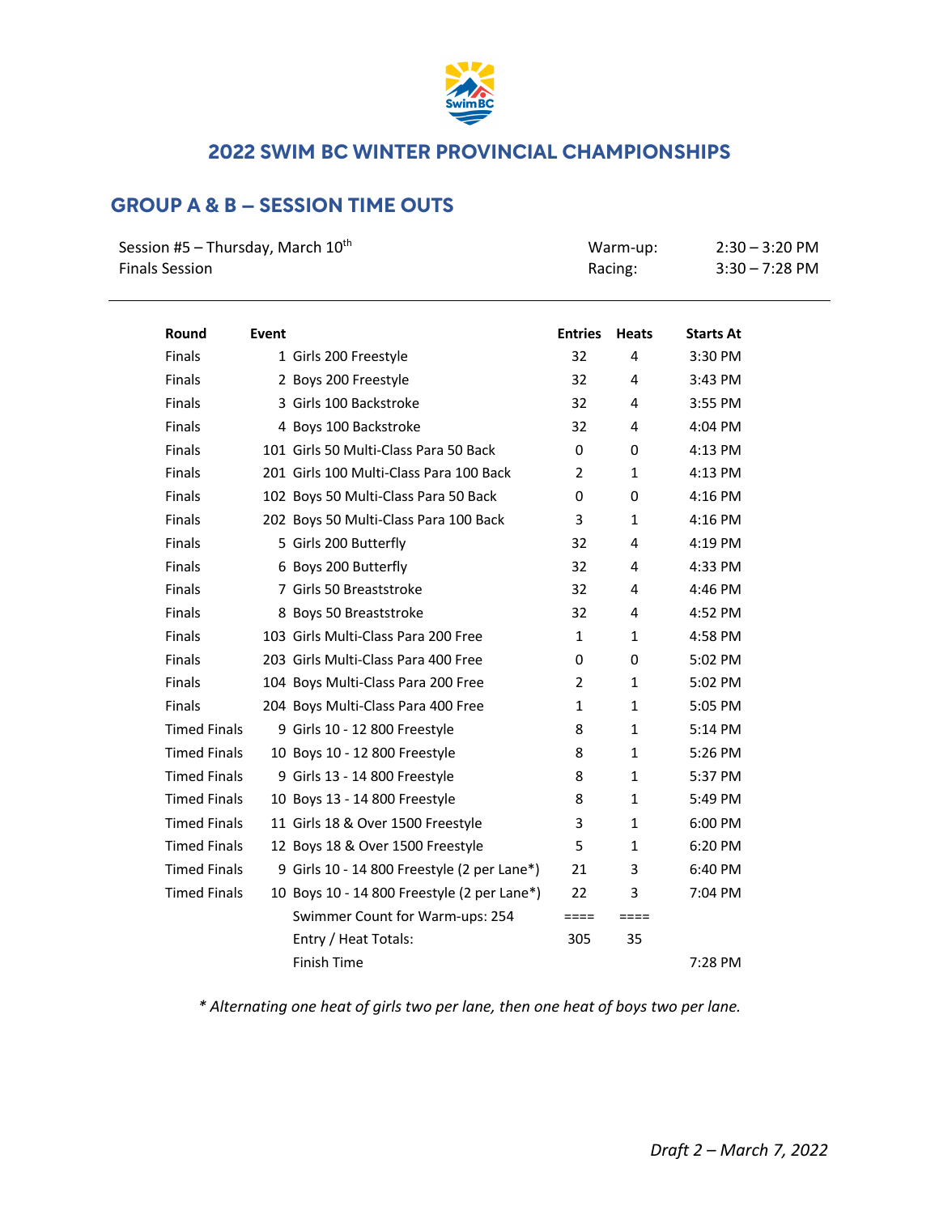# 2022 SWIM BC WINTER PROVINCIAL CHAMPIONSHIPS

## GROUP A & B – SESSION TIME OUTS

| | | | |
|---|---|---|---|
| Session #5 – Thursday, March 10th | | Warm-up: | 2:30 – 3:20 PM |
| Finals Session | | Racing: | 3:30 – 7:28 PM |

| Round | Event | | Entries | Heats | Starts At |
|---|---|---|---|---|---|
| Finals | 1 | Girls 200 Freestyle | 32 | 4 | 3:30 PM |
| Finals | 2 | Boys 200 Freestyle | 32 | 4 | 3:43 PM |
| Finals | 3 | Girls 100 Backstroke | 32 | 4 | 3:55 PM |
| Finals | 4 | Boys 100 Backstroke | 32 | 4 | 4:04 PM |
| Finals | 101 | Girls 50 Multi-Class Para 50 Back | 0 | 0 | 4:13 PM |
| Finals | 201 | Girls 100 Multi-Class Para 100 Back | 2 | 1 | 4:13 PM |
| Finals | 102 | Boys 50 Multi-Class Para 50 Back | 0 | 0 | 4:16 PM |
| Finals | 202 | Boys 50 Multi-Class Para 100 Back | 3 | 1 | 4:16 PM |
| Finals | 5 | Girls 200 Butterfly | 32 | 4 | 4:19 PM |
| Finals | 6 | Boys 200 Butterfly | 32 | 4 | 4:33 PM |
| Finals | 7 | Girls 50 Breaststroke | 32 | 4 | 4:46 PM |
| Finals | 8 | Boys 50 Breaststroke | 32 | 4 | 4:52 PM |
| Finals | 103 | Girls Multi-Class Para 200 Free | 1 | 1 | 4:58 PM |
| Finals | 203 | Girls Multi-Class Para 400 Free | 0 | 0 | 5:02 PM |
| Finals | 104 | Boys Multi-Class Para 200 Free | 2 | 1 | 5:02 PM |
| Finals | 204 | Boys Multi-Class Para 400 Free | 1 | 1 | 5:05 PM |
| Timed Finals | 9 | Girls 10 - 12 800 Freestyle | 8 | 1 | 5:14 PM |
| Timed Finals | 10 | Boys 10 - 12 800 Freestyle | 8 | 1 | 5:26 PM |
| Timed Finals | 9 | Girls 13 - 14 800 Freestyle | 8 | 1 | 5:37 PM |
| Timed Finals | 10 | Boys 13 - 14 800 Freestyle | 8 | 1 | 5:49 PM |
| Timed Finals | 11 | Girls 18 & Over 1500 Freestyle | 3 | 1 | 6:00 PM |
| Timed Finals | 12 | Boys 18 & Over 1500 Freestyle | 5 | 1 | 6:20 PM |
| Timed Finals | 9 | Girls 10 - 14 800 Freestyle (2 per Lane*) | 21 | 3 | 6:40 PM |
| Timed Finals | 10 | Boys 10 - 14 800 Freestyle (2 per Lane*) | 22 | 3 | 7:04 PM |
| | | Swimmer Count for Warm-ups: 254 | ==== | ==== | |
| | | Entry / Heat Totals: | 305 | 35 | |
| | | Finish Time | | | 7:28 PM |

*\* Alternating one heat of girls two per lane, then one heat of boys two per lane.*

*Draft 2 – March 7, 2022*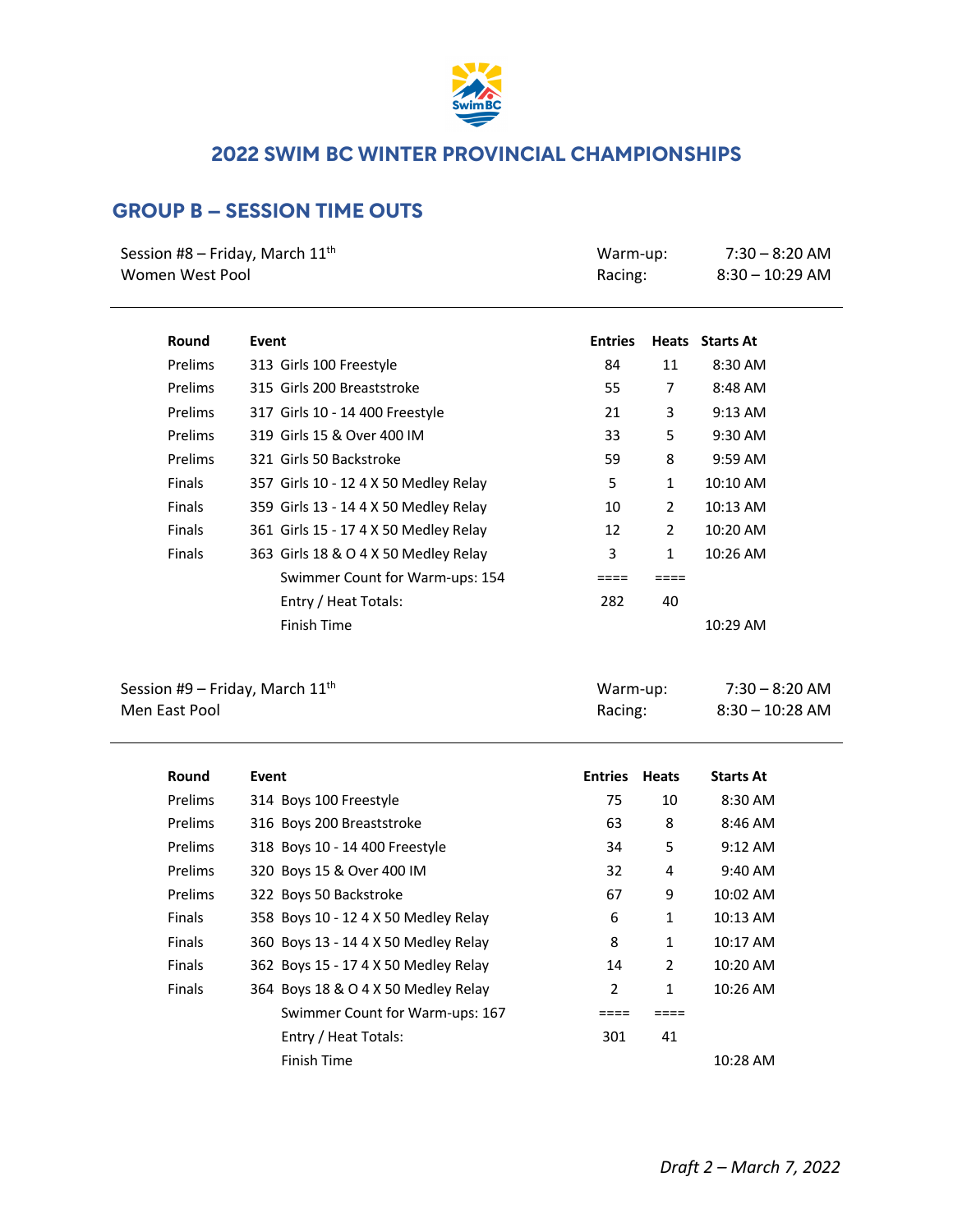# 2022 SWIM BC WINTER PROVINCIAL CHAMPIONSHIPS

## GROUP B – SESSION TIME OUTS

Session #8 – Friday, March 11th
Women West Pool

Warm-up: 7:30 – 8:20 AM
Racing: 8:30 – 10:29 AM

| Round | Event | Entries | Heats | Starts At |
|---|---|---|---|---|
| Prelims | 313 Girls 100 Freestyle | 84 | 11 | 8:30 AM |
| Prelims | 315 Girls 200 Breaststroke | 55 | 7 | 8:48 AM |
| Prelims | 317 Girls 10 - 14 400 Freestyle | 21 | 3 | 9:13 AM |
| Prelims | 319 Girls 15 & Over 400 IM | 33 | 5 | 9:30 AM |
| Prelims | 321 Girls 50 Backstroke | 59 | 8 | 9:59 AM |
| Finals | 357 Girls 10 - 12 4 X 50 Medley Relay | 5 | 1 | 10:10 AM |
| Finals | 359 Girls 13 - 14 4 X 50 Medley Relay | 10 | 2 | 10:13 AM |
| Finals | 361 Girls 15 - 17 4 X 50 Medley Relay | 12 | 2 | 10:20 AM |
| Finals | 363 Girls 18 & O 4 X 50 Medley Relay | 3 | 1 | 10:26 AM |
| | Swimmer Count for Warm-ups: 154 | ==== | ==== | |
| | Entry / Heat Totals: | 282 | 40 | |
| | Finish Time | | | 10:29 AM |

Session #9 – Friday, March 11th
Men East Pool

Warm-up: 7:30 – 8:20 AM
Racing: 8:30 – 10:28 AM

| Round | Event | Entries | Heats | Starts At |
|---|---|---|---|---|
| Prelims | 314 Boys 100 Freestyle | 75 | 10 | 8:30 AM |
| Prelims | 316 Boys 200 Breaststroke | 63 | 8 | 8:46 AM |
| Prelims | 318 Boys 10 - 14 400 Freestyle | 34 | 5 | 9:12 AM |
| Prelims | 320 Boys 15 & Over 400 IM | 32 | 4 | 9:40 AM |
| Prelims | 322 Boys 50 Backstroke | 67 | 9 | 10:02 AM |
| Finals | 358 Boys 10 - 12 4 X 50 Medley Relay | 6 | 1 | 10:13 AM |
| Finals | 360 Boys 13 - 14 4 X 50 Medley Relay | 8 | 1 | 10:17 AM |
| Finals | 362 Boys 15 - 17 4 X 50 Medley Relay | 14 | 2 | 10:20 AM |
| Finals | 364 Boys 18 & O 4 X 50 Medley Relay | 2 | 1 | 10:26 AM |
| | Swimmer Count for Warm-ups: 167 | ==== | ==== | |
| | Entry / Heat Totals: | 301 | 41 | |
| | Finish Time | | | 10:28 AM |

*Draft 2 – March 7, 2022*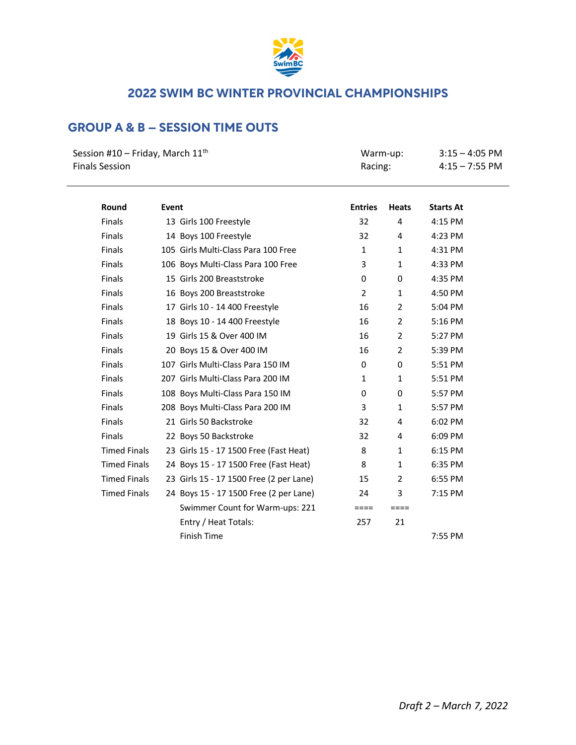## 2022 SWIM BC WINTER PROVINCIAL CHAMPIONSHIPS

## GROUP A & B – SESSION TIME OUTS

Session #10 – Friday, March 11th
Finals Session

Warm-up: 3:15 – 4:05 PM
Racing: 4:15 – 7:55 PM

| Round | Event | Entries | Heats | Starts At |
|---|---|---|---|---|
| Finals | 13 Girls 100 Freestyle | 32 | 4 | 4:15 PM |
| Finals | 14 Boys 100 Freestyle | 32 | 4 | 4:23 PM |
| Finals | 105 Girls Multi-Class Para 100 Free | 1 | 1 | 4:31 PM |
| Finals | 106 Boys Multi-Class Para 100 Free | 3 | 1 | 4:33 PM |
| Finals | 15 Girls 200 Breaststroke | 0 | 0 | 4:35 PM |
| Finals | 16 Boys 200 Breaststroke | 2 | 1 | 4:50 PM |
| Finals | 17 Girls 10 - 14 400 Freestyle | 16 | 2 | 5:04 PM |
| Finals | 18 Boys 10 - 14 400 Freestyle | 16 | 2 | 5:16 PM |
| Finals | 19 Girls 15 & Over 400 IM | 16 | 2 | 5:27 PM |
| Finals | 20 Boys 15 & Over 400 IM | 16 | 2 | 5:39 PM |
| Finals | 107 Girls Multi-Class Para 150 IM | 0 | 0 | 5:51 PM |
| Finals | 207 Girls Multi-Class Para 200 IM | 1 | 1 | 5:51 PM |
| Finals | 108 Boys Multi-Class Para 150 IM | 0 | 0 | 5:57 PM |
| Finals | 208 Boys Multi-Class Para 200 IM | 3 | 1 | 5:57 PM |
| Finals | 21 Girls 50 Backstroke | 32 | 4 | 6:02 PM |
| Finals | 22 Boys 50 Backstroke | 32 | 4 | 6:09 PM |
| Timed Finals | 23 Girls 15 - 17 1500 Free (Fast Heat) | 8 | 1 | 6:15 PM |
| Timed Finals | 24 Boys 15 - 17 1500 Free (Fast Heat) | 8 | 1 | 6:35 PM |
| Timed Finals | 23 Girls 15 - 17 1500 Free (2 per Lane) | 15 | 2 | 6:55 PM |
| Timed Finals | 24 Boys 15 - 17 1500 Free (2 per Lane) | 24 | 3 | 7:15 PM |
| | Swimmer Count for Warm-ups: 221 | ==== | ==== | |
| | Entry / Heat Totals: | 257 | 21 | |
| | Finish Time | | | 7:55 PM |

*Draft 2 – March 7, 2022*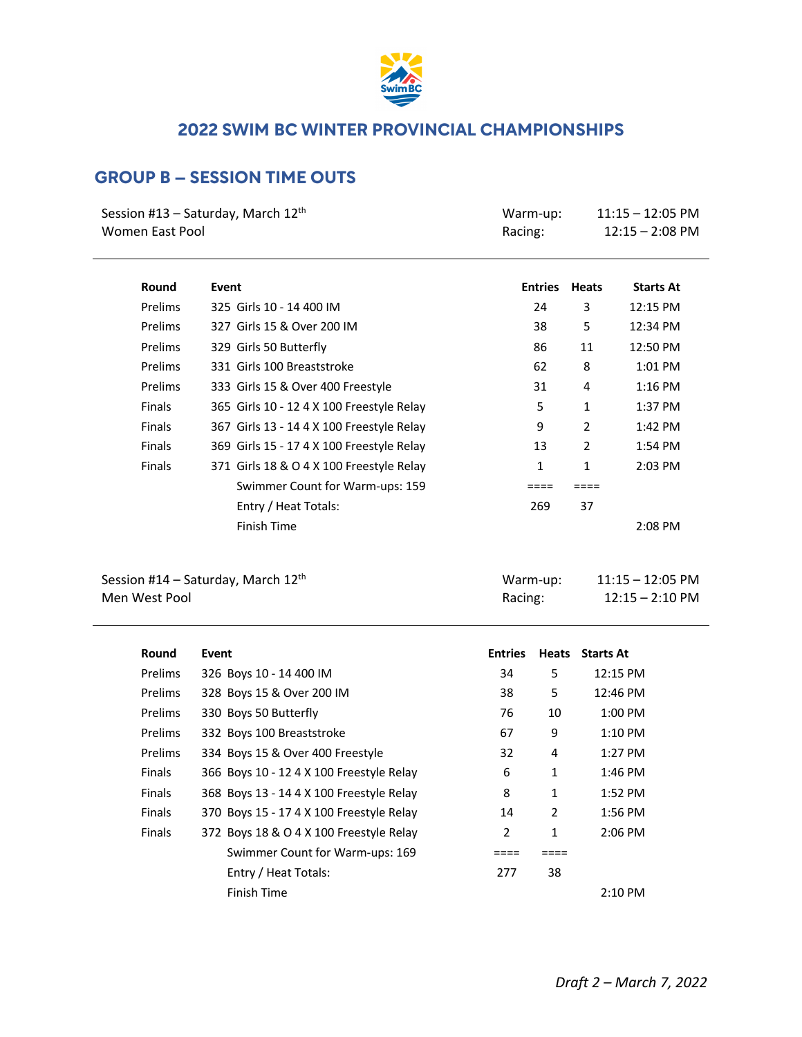# 2022 SWIM BC WINTER PROVINCIAL CHAMPIONSHIPS

## GROUP B – SESSION TIME OUTS

Session #13 – Saturday, March 12th
Women East Pool

Warm-up: 11:15 – 12:05 PM
Racing: 12:15 – 2:08 PM

| Round | Event | Entries | Heats | Starts At |
|---|---|---|---|---|
| Prelims | 325 Girls 10 - 14 400 IM | 24 | 3 | 12:15 PM |
| Prelims | 327 Girls 15 & Over 200 IM | 38 | 5 | 12:34 PM |
| Prelims | 329 Girls 50 Butterfly | 86 | 11 | 12:50 PM |
| Prelims | 331 Girls 100 Breaststroke | 62 | 8 | 1:01 PM |
| Prelims | 333 Girls 15 & Over 400 Freestyle | 31 | 4 | 1:16 PM |
| Finals | 365 Girls 10 - 12 4 X 100 Freestyle Relay | 5 | 1 | 1:37 PM |
| Finals | 367 Girls 13 - 14 4 X 100 Freestyle Relay | 9 | 2 | 1:42 PM |
| Finals | 369 Girls 15 - 17 4 X 100 Freestyle Relay | 13 | 2 | 1:54 PM |
| Finals | 371 Girls 18 & O 4 X 100 Freestyle Relay | 1 | 1 | 2:03 PM |
| | Swimmer Count for Warm-ups: 159 | ==== | ==== | |
| | Entry / Heat Totals: | 269 | 37 | |
| | Finish Time | | | 2:08 PM |

Session #14 – Saturday, March 12th
Men West Pool

Warm-up: 11:15 – 12:05 PM
Racing: 12:15 – 2:10 PM

| Round | Event | Entries | Heats | Starts At |
|---|---|---|---|---|
| Prelims | 326 Boys 10 - 14 400 IM | 34 | 5 | 12:15 PM |
| Prelims | 328 Boys 15 & Over 200 IM | 38 | 5 | 12:46 PM |
| Prelims | 330 Boys 50 Butterfly | 76 | 10 | 1:00 PM |
| Prelims | 332 Boys 100 Breaststroke | 67 | 9 | 1:10 PM |
| Prelims | 334 Boys 15 & Over 400 Freestyle | 32 | 4 | 1:27 PM |
| Finals | 366 Boys 10 - 12 4 X 100 Freestyle Relay | 6 | 1 | 1:46 PM |
| Finals | 368 Boys 13 - 14 4 X 100 Freestyle Relay | 8 | 1 | 1:52 PM |
| Finals | 370 Boys 15 - 17 4 X 100 Freestyle Relay | 14 | 2 | 1:56 PM |
| Finals | 372 Boys 18 & O 4 X 100 Freestyle Relay | 2 | 1 | 2:06 PM |
| | Swimmer Count for Warm-ups: 169 | ==== | ==== | |
| | Entry / Heat Totals: | 277 | 38 | |
| | Finish Time | | | 2:10 PM |

*Draft 2 – March 7, 2022*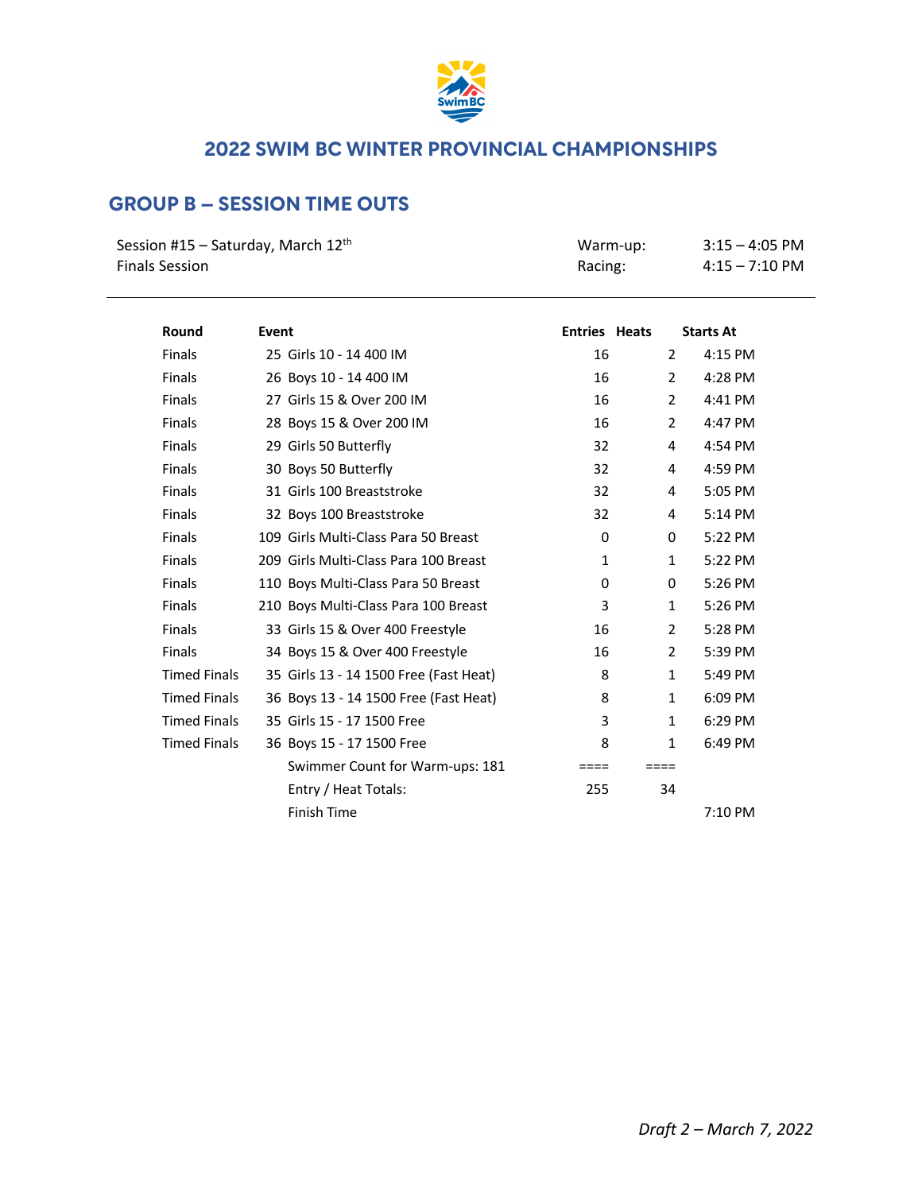# 2022 SWIM BC WINTER PROVINCIAL CHAMPIONSHIPS

## GROUP B – SESSION TIME OUTS

Session #15 – Saturday, March 12th
Finals Session

Warm-up: 3:15 – 4:05 PM
Racing: 4:15 – 7:10 PM

| Round | Event | Entries | Heats | Starts At |
|---|---|---|---|---|
| Finals | 25 Girls 10 - 14 400 IM | 16 | 2 | 4:15 PM |
| Finals | 26 Boys 10 - 14 400 IM | 16 | 2 | 4:28 PM |
| Finals | 27 Girls 15 & Over 200 IM | 16 | 2 | 4:41 PM |
| Finals | 28 Boys 15 & Over 200 IM | 16 | 2 | 4:47 PM |
| Finals | 29 Girls 50 Butterfly | 32 | 4 | 4:54 PM |
| Finals | 30 Boys 50 Butterfly | 32 | 4 | 4:59 PM |
| Finals | 31 Girls 100 Breaststroke | 32 | 4 | 5:05 PM |
| Finals | 32 Boys 100 Breaststroke | 32 | 4 | 5:14 PM |
| Finals | 109 Girls Multi-Class Para 50 Breast | 0 | 0 | 5:22 PM |
| Finals | 209 Girls Multi-Class Para 100 Breast | 1 | 1 | 5:22 PM |
| Finals | 110 Boys Multi-Class Para 50 Breast | 0 | 0 | 5:26 PM |
| Finals | 210 Boys Multi-Class Para 100 Breast | 3 | 1 | 5:26 PM |
| Finals | 33 Girls 15 & Over 400 Freestyle | 16 | 2 | 5:28 PM |
| Finals | 34 Boys 15 & Over 400 Freestyle | 16 | 2 | 5:39 PM |
| Timed Finals | 35 Girls 13 - 14 1500 Free (Fast Heat) | 8 | 1 | 5:49 PM |
| Timed Finals | 36 Boys 13 - 14 1500 Free (Fast Heat) | 8 | 1 | 6:09 PM |
| Timed Finals | 35 Girls 15 - 17 1500 Free | 3 | 1 | 6:29 PM |
| Timed Finals | 36 Boys 15 - 17 1500 Free | 8 | 1 | 6:49 PM |
| | Swimmer Count for Warm-ups: 181 | ==== | ==== | |
| | Entry / Heat Totals: | 255 | 34 | |
| | Finish Time | | | 7:10 PM |

*Draft 2 – March 7, 2022*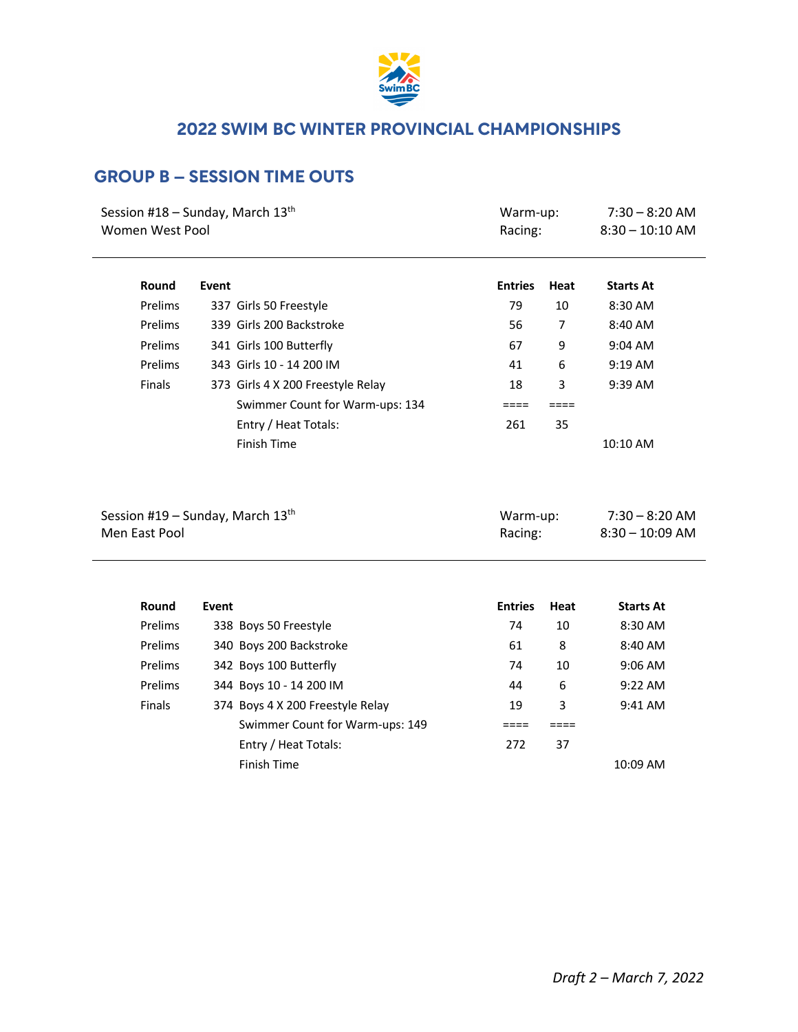## 2022 SWIM BC WINTER PROVINCIAL CHAMPIONSHIPS

## GROUP B – SESSION TIME OUTS

Session #18 – Sunday, March 13th
Women West Pool

Warm-up: 7:30 – 8:20 AM
Racing: 8:30 – 10:10 AM

| Round | Event | Entries | Heat | Starts At |
|---|---|---|---|---|
| Prelims | 337 Girls 50 Freestyle | 79 | 10 | 8:30 AM |
| Prelims | 339 Girls 200 Backstroke | 56 | 7 | 8:40 AM |
| Prelims | 341 Girls 100 Butterfly | 67 | 9 | 9:04 AM |
| Prelims | 343 Girls 10 - 14 200 IM | 41 | 6 | 9:19 AM |
| Finals | 373 Girls 4 X 200 Freestyle Relay | 18 | 3 | 9:39 AM |
| | Swimmer Count for Warm-ups: 134 | ==== | ==== | |
| | Entry / Heat Totals: | 261 | 35 | |
| | Finish Time | | | 10:10 AM |

Session #19 – Sunday, March 13th
Men East Pool

Warm-up: 7:30 – 8:20 AM
Racing: 8:30 – 10:09 AM

| Round | Event | Entries | Heat | Starts At |
|---|---|---|---|---|
| Prelims | 338 Boys 50 Freestyle | 74 | 10 | 8:30 AM |
| Prelims | 340 Boys 200 Backstroke | 61 | 8 | 8:40 AM |
| Prelims | 342 Boys 100 Butterfly | 74 | 10 | 9:06 AM |
| Prelims | 344 Boys 10 - 14 200 IM | 44 | 6 | 9:22 AM |
| Finals | 374 Boys 4 X 200 Freestyle Relay | 19 | 3 | 9:41 AM |
| | Swimmer Count for Warm-ups: 149 | ==== | ==== | |
| | Entry / Heat Totals: | 272 | 37 | |
| | Finish Time | | | 10:09 AM |

*Draft 2 – March 7, 2022*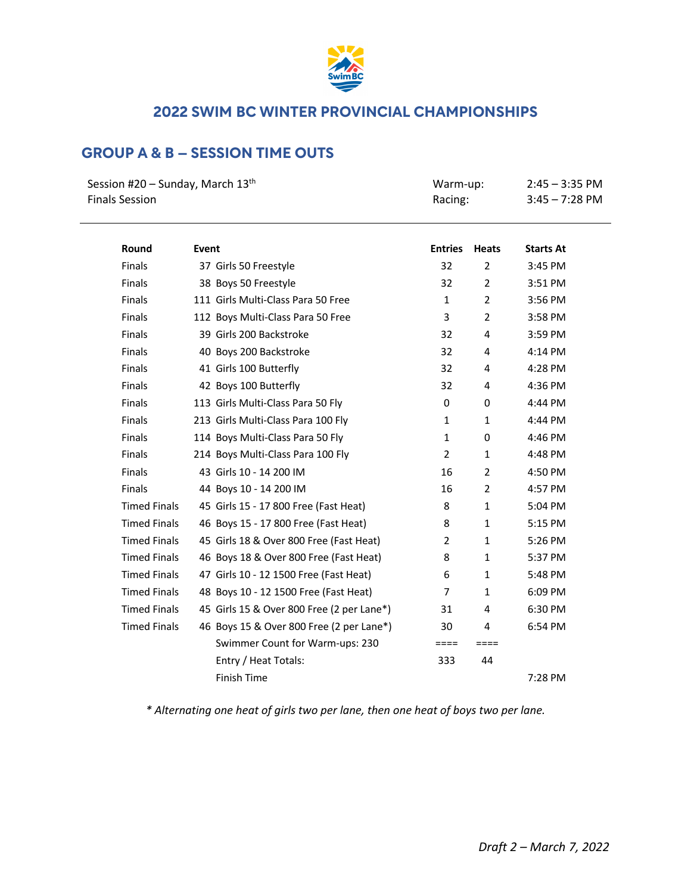## 2022 SWIM BC WINTER PROVINCIAL CHAMPIONSHIPS

### GROUP A & B – SESSION TIME OUTS

Session #20 – Sunday, March 13th
Finals Session

Warm-up: 2:45 – 3:35 PM
Racing: 3:45 – 7:28 PM

| Round | Event | Entries | Heats | Starts At |
|---|---|---|---|---|
| Finals | 37 Girls 50 Freestyle | 32 | 2 | 3:45 PM |
| Finals | 38 Boys 50 Freestyle | 32 | 2 | 3:51 PM |
| Finals | 111 Girls Multi-Class Para 50 Free | 1 | 2 | 3:56 PM |
| Finals | 112 Boys Multi-Class Para 50 Free | 3 | 2 | 3:58 PM |
| Finals | 39 Girls 200 Backstroke | 32 | 4 | 3:59 PM |
| Finals | 40 Boys 200 Backstroke | 32 | 4 | 4:14 PM |
| Finals | 41 Girls 100 Butterfly | 32 | 4 | 4:28 PM |
| Finals | 42 Boys 100 Butterfly | 32 | 4 | 4:36 PM |
| Finals | 113 Girls Multi-Class Para 50 Fly | 0 | 0 | 4:44 PM |
| Finals | 213 Girls Multi-Class Para 100 Fly | 1 | 1 | 4:44 PM |
| Finals | 114 Boys Multi-Class Para 50 Fly | 1 | 0 | 4:46 PM |
| Finals | 214 Boys Multi-Class Para 100 Fly | 2 | 1 | 4:48 PM |
| Finals | 43 Girls 10 - 14 200 IM | 16 | 2 | 4:50 PM |
| Finals | 44 Boys 10 - 14 200 IM | 16 | 2 | 4:57 PM |
| Timed Finals | 45 Girls 15 - 17 800 Free (Fast Heat) | 8 | 1 | 5:04 PM |
| Timed Finals | 46 Boys 15 - 17 800 Free (Fast Heat) | 8 | 1 | 5:15 PM |
| Timed Finals | 45 Girls 18 & Over 800 Free (Fast Heat) | 2 | 1 | 5:26 PM |
| Timed Finals | 46 Boys 18 & Over 800 Free (Fast Heat) | 8 | 1 | 5:37 PM |
| Timed Finals | 47 Girls 10 - 12 1500 Free (Fast Heat) | 6 | 1 | 5:48 PM |
| Timed Finals | 48 Boys 10 - 12 1500 Free (Fast Heat) | 7 | 1 | 6:09 PM |
| Timed Finals | 45 Girls 15 & Over 800 Free (2 per Lane*) | 31 | 4 | 6:30 PM |
| Timed Finals | 46 Boys 15 & Over 800 Free (2 per Lane*) | 30 | 4 | 6:54 PM |
| | Swimmer Count for Warm-ups: 230 | ==== | ==== | |
| | Entry / Heat Totals: | 333 | 44 | |
| | Finish Time | | | 7:28 PM |

*\* Alternating one heat of girls two per lane, then one heat of boys two per lane.*

*Draft 2 – March 7, 2022*